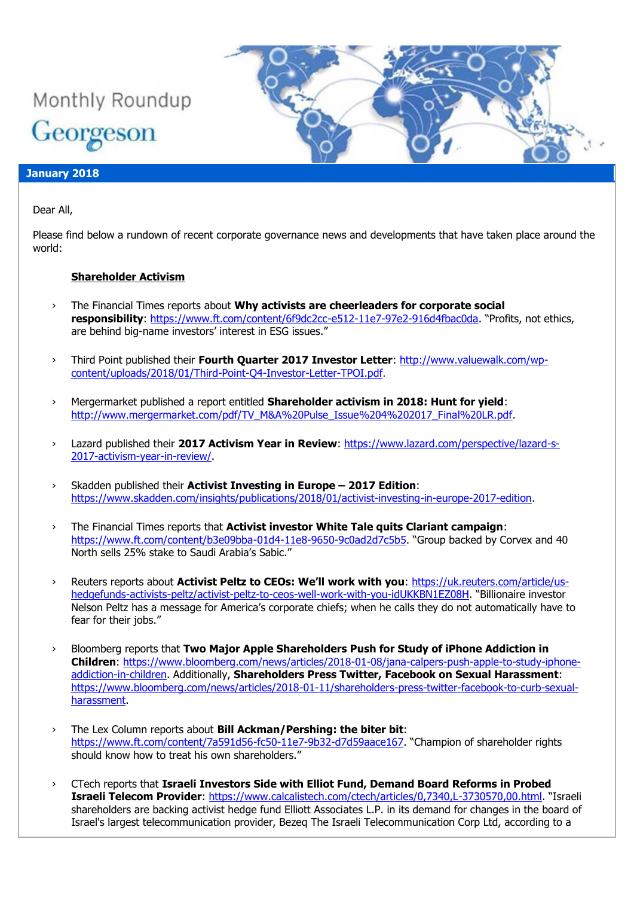Monthly Roundup

Georgeson

**January 2018**

Dear All,

Please find below a rundown of recent corporate governance news and developments that have taken place around the world:

**Shareholder Activism**

- The Financial Times reports about **Why activists are cheerleaders for corporate social responsibility**: https://www.ft.com/content/6f9dc2cc-e512-11e7-97e2-916d4fbac0da. "Profits, not ethics, are behind big-name investors' interest in ESG issues."

- Third Point published their **Fourth Quarter 2017 Investor Letter**: http://www.valuewalk.com/wp-content/uploads/2018/01/Third-Point-Q4-Investor-Letter-TPOI.pdf.

- Mergermarket published a report entitled **Shareholder activism in 2018: Hunt for yield**: http://www.mergermarket.com/pdf/TV_M&A%20Pulse_Issue%204%202017_Final%20LR.pdf.

- Lazard published their **2017 Activism Year in Review**: https://www.lazard.com/perspective/lazard-s-2017-activism-year-in-review/.

- Skadden published their **Activist Investing in Europe – 2017 Edition**: https://www.skadden.com/insights/publications/2018/01/activist-investing-in-europe-2017-edition.

- The Financial Times reports that **Activist investor White Tale quits Clariant campaign**: https://www.ft.com/content/b3e09bba-01d4-11e8-9650-9c0ad2d7c5b5. "Group backed by Corvex and 40 North sells 25% stake to Saudi Arabia's Sabic."

- Reuters reports about **Activist Peltz to CEOs: We'll work with you**: https://uk.reuters.com/article/us-hedgefunds-activists-peltz/activist-peltz-to-ceos-well-work-with-you-idUKKBN1EZ08H. "Billionaire investor Nelson Peltz has a message for America's corporate chiefs; when he calls they do not automatically have to fear for their jobs."

- Bloomberg reports that **Two Major Apple Shareholders Push for Study of iPhone Addiction in Children**: https://www.bloomberg.com/news/articles/2018-01-08/jana-calpers-push-apple-to-study-iphone-addiction-in-children. Additionally, **Shareholders Press Twitter, Facebook on Sexual Harassment**: https://www.bloomberg.com/news/articles/2018-01-11/shareholders-press-twitter-facebook-to-curb-sexual-harassment.

- The Lex Column reports about **Bill Ackman/Pershing: the biter bit**: https://www.ft.com/content/7a591d56-fc50-11e7-9b32-d7d59aace167. "Champion of shareholder rights should know how to treat his own shareholders."

- CTech reports that **Israeli Investors Side with Elliot Fund, Demand Board Reforms in Probed Israeli Telecom Provider**: https://www.calcalistech.com/ctech/articles/0,7340,L-3730570,00.html. "Israeli shareholders are backing activist hedge fund Elliott Associates L.P. in its demand for changes in the board of Israel's largest telecommunication provider, Bezeq The Israeli Telecommunication Corp Ltd, according to a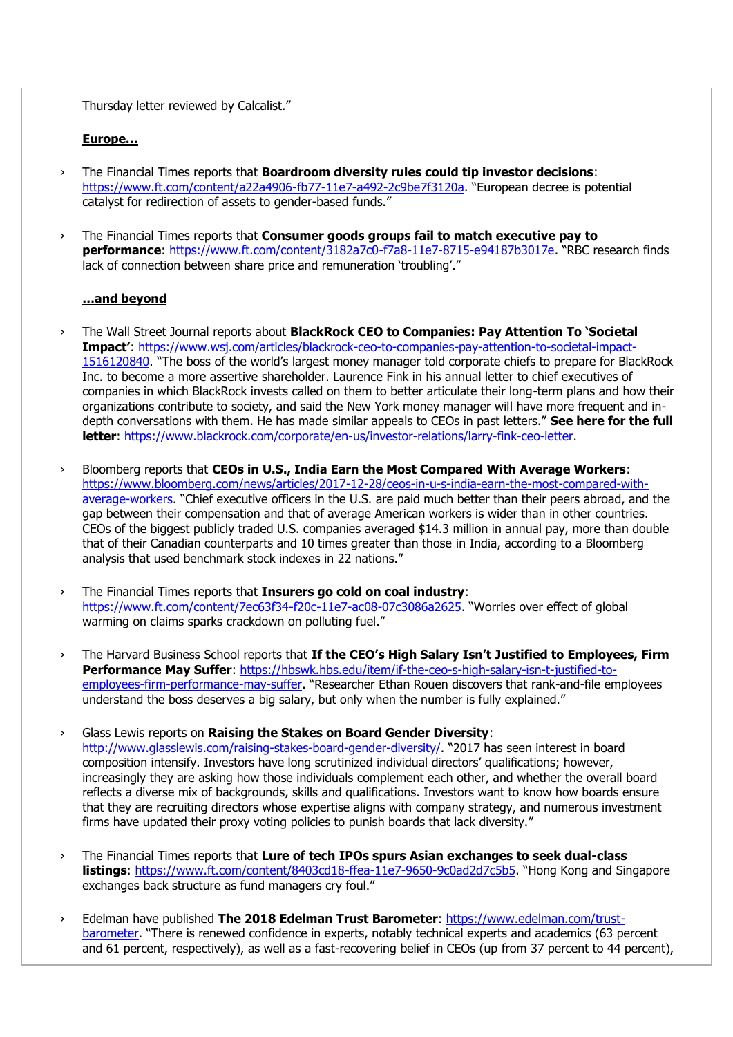Thursday letter reviewed by Calcalist."

**Europe…**

- The Financial Times reports that **Boardroom diversity rules could tip investor decisions**: https://www.ft.com/content/a22a4906-fb77-11e7-a492-2c9be7f3120a. "European decree is potential catalyst for redirection of assets to gender-based funds."

- The Financial Times reports that **Consumer goods groups fail to match executive pay to performance**: https://www.ft.com/content/3182a7c0-f7a8-11e7-8715-e94187b3017e. "RBC research finds lack of connection between share price and remuneration 'troubling'."

**…and beyond**

- The Wall Street Journal reports about **BlackRock CEO to Companies: Pay Attention To 'Societal Impact'**: https://www.wsj.com/articles/blackrock-ceo-to-companies-pay-attention-to-societal-impact-1516120840. "The boss of the world's largest money manager told corporate chiefs to prepare for BlackRock Inc. to become a more assertive shareholder. Laurence Fink in his annual letter to chief executives of companies in which BlackRock invests called on them to better articulate their long-term plans and how their organizations contribute to society, and said the New York money manager will have more frequent and in-depth conversations with them. He has made similar appeals to CEOs in past letters." **See here for the full letter**: https://www.blackrock.com/corporate/en-us/investor-relations/larry-fink-ceo-letter.

- Bloomberg reports that **CEOs in U.S., India Earn the Most Compared With Average Workers**: https://www.bloomberg.com/news/articles/2017-12-28/ceos-in-u-s-india-earn-the-most-compared-with-average-workers. "Chief executive officers in the U.S. are paid much better than their peers abroad, and the gap between their compensation and that of average American workers is wider than in other countries. CEOs of the biggest publicly traded U.S. companies averaged $14.3 million in annual pay, more than double that of their Canadian counterparts and 10 times greater than those in India, according to a Bloomberg analysis that used benchmark stock indexes in 22 nations."

- The Financial Times reports that **Insurers go cold on coal industry**: https://www.ft.com/content/7ec63f34-f20c-11e7-ac08-07c3086a2625. "Worries over effect of global warming on claims sparks crackdown on polluting fuel."

- The Harvard Business School reports that **If the CEO's High Salary Isn't Justified to Employees, Firm Performance May Suffer**: https://hbswk.hbs.edu/item/if-the-ceo-s-high-salary-isn-t-justified-to-employees-firm-performance-may-suffer. "Researcher Ethan Rouen discovers that rank-and-file employees understand the boss deserves a big salary, but only when the number is fully explained."

- Glass Lewis reports on **Raising the Stakes on Board Gender Diversity**: http://www.glasslewis.com/raising-stakes-board-gender-diversity/. "2017 has seen interest in board composition intensify. Investors have long scrutinized individual directors' qualifications; however, increasingly they are asking how those individuals complement each other, and whether the overall board reflects a diverse mix of backgrounds, skills and qualifications. Investors want to know how boards ensure that they are recruiting directors whose expertise aligns with company strategy, and numerous investment firms have updated their proxy voting policies to punish boards that lack diversity."

- The Financial Times reports that **Lure of tech IPOs spurs Asian exchanges to seek dual-class listings**: https://www.ft.com/content/8403cd18-ffea-11e7-9650-9c0ad2d7c5b5. "Hong Kong and Singapore exchanges back structure as fund managers cry foul."

- Edelman have published **The 2018 Edelman Trust Barometer**: https://www.edelman.com/trust-barometer. "There is renewed confidence in experts, notably technical experts and academics (63 percent and 61 percent, respectively), as well as a fast-recovering belief in CEOs (up from 37 percent to 44 percent),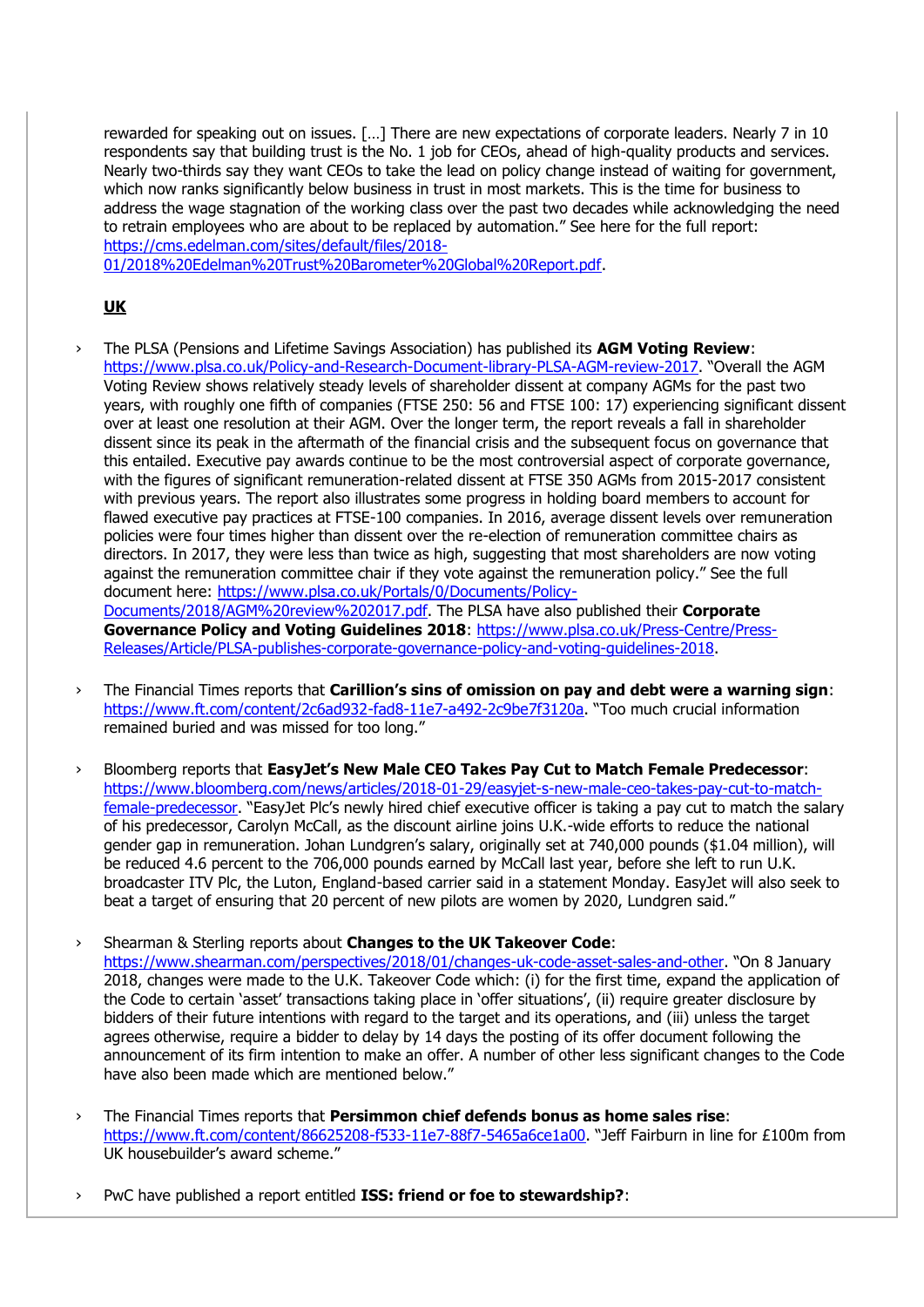rewarded for speaking out on issues. […] There are new expectations of corporate leaders. Nearly 7 in 10 respondents say that building trust is the No. 1 job for CEOs, ahead of high-quality products and services. Nearly two-thirds say they want CEOs to take the lead on policy change instead of waiting for government, which now ranks significantly below business in trust in most markets. This is the time for business to address the wage stagnation of the working class over the past two decades while acknowledging the need to retrain employees who are about to be replaced by automation." See here for the full report: https://cms.edelman.com/sites/default/files/2018-01/2018%20Edelman%20Trust%20Barometer%20Global%20Report.pdf.

**UK**

- The PLSA (Pensions and Lifetime Savings Association) has published its **AGM Voting Review**: https://www.plsa.co.uk/Policy-and-Research-Document-library-PLSA-AGM-review-2017. "Overall the AGM Voting Review shows relatively steady levels of shareholder dissent at company AGMs for the past two years, with roughly one fifth of companies (FTSE 250: 56 and FTSE 100: 17) experiencing significant dissent over at least one resolution at their AGM. Over the longer term, the report reveals a fall in shareholder dissent since its peak in the aftermath of the financial crisis and the subsequent focus on governance that this entailed. Executive pay awards continue to be the most controversial aspect of corporate governance, with the figures of significant remuneration-related dissent at FTSE 350 AGMs from 2015-2017 consistent with previous years. The report also illustrates some progress in holding board members to account for flawed executive pay practices at FTSE-100 companies. In 2016, average dissent levels over remuneration policies were four times higher than dissent over the re-election of remuneration committee chairs as directors. In 2017, they were less than twice as high, suggesting that most shareholders are now voting against the remuneration committee chair if they vote against the remuneration policy." See the full document here: https://www.plsa.co.uk/Portals/0/Documents/Policy-Documents/2018/AGM%20review%202017.pdf. The PLSA have also published their **Corporate Governance Policy and Voting Guidelines 2018**: https://www.plsa.co.uk/Press-Centre/Press-Releases/Article/PLSA-publishes-corporate-governance-policy-and-voting-guidelines-2018.

- The Financial Times reports that **Carillion's sins of omission on pay and debt were a warning sign**: https://www.ft.com/content/2c6ad932-fad8-11e7-a492-2c9be7f3120a. "Too much crucial information remained buried and was missed for too long."

- Bloomberg reports that **EasyJet's New Male CEO Takes Pay Cut to Match Female Predecessor**: https://www.bloomberg.com/news/articles/2018-01-29/easyjet-s-new-male-ceo-takes-pay-cut-to-match-female-predecessor. "EasyJet Plc's newly hired chief executive officer is taking a pay cut to match the salary of his predecessor, Carolyn McCall, as the discount airline joins U.K.-wide efforts to reduce the national gender gap in remuneration. Johan Lundgren's salary, originally set at 740,000 pounds ($1.04 million), will be reduced 4.6 percent to the 706,000 pounds earned by McCall last year, before she left to run U.K. broadcaster ITV Plc, the Luton, England-based carrier said in a statement Monday. EasyJet will also seek to beat a target of ensuring that 20 percent of new pilots are women by 2020, Lundgren said."

- Shearman & Sterling reports about **Changes to the UK Takeover Code**: https://www.shearman.com/perspectives/2018/01/changes-uk-code-asset-sales-and-other. "On 8 January 2018, changes were made to the U.K. Takeover Code which: (i) for the first time, expand the application of the Code to certain 'asset' transactions taking place in 'offer situations', (ii) require greater disclosure by bidders of their future intentions with regard to the target and its operations, and (iii) unless the target agrees otherwise, require a bidder to delay by 14 days the posting of its offer document following the announcement of its firm intention to make an offer. A number of other less significant changes to the Code have also been made which are mentioned below."

- The Financial Times reports that **Persimmon chief defends bonus as home sales rise**: https://www.ft.com/content/86625208-f533-11e7-88f7-5465a6ce1a00. "Jeff Fairburn in line for £100m from UK housebuilder's award scheme."

- PwC have published a report entitled **ISS: friend or foe to stewardship?**: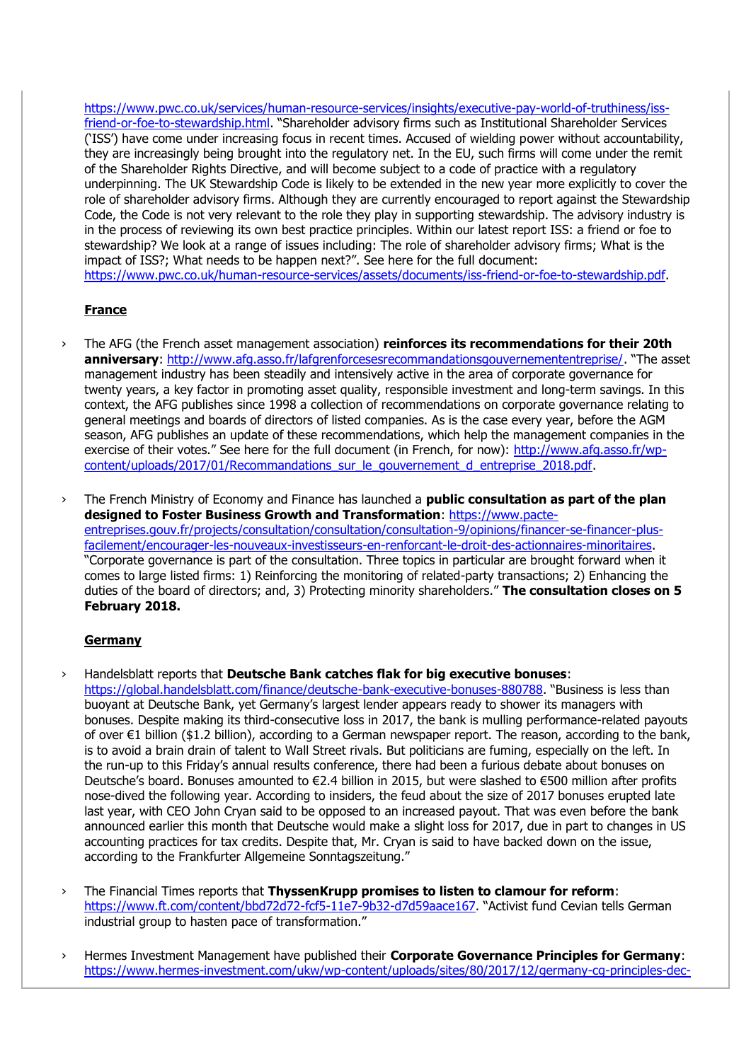https://www.pwc.co.uk/services/human-resource-services/insights/executive-pay-world-of-truthiness/iss-friend-or-foe-to-stewardship.html. "Shareholder advisory firms such as Institutional Shareholder Services ('ISS') have come under increasing focus in recent times. Accused of wielding power without accountability, they are increasingly being brought into the regulatory net. In the EU, such firms will come under the remit of the Shareholder Rights Directive, and will become subject to a code of practice with a regulatory underpinning. The UK Stewardship Code is likely to be extended in the new year more explicitly to cover the role of shareholder advisory firms. Although they are currently encouraged to report against the Stewardship Code, the Code is not very relevant to the role they play in supporting stewardship. The advisory industry is in the process of reviewing its own best practice principles. Within our latest report ISS: a friend or foe to stewardship? We look at a range of issues including: The role of shareholder advisory firms; What is the impact of ISS?; What needs to be happen next?". See here for the full document: https://www.pwc.co.uk/human-resource-services/assets/documents/iss-friend-or-foe-to-stewardship.pdf.

**France**

- The AFG (the French asset management association) **reinforces its recommendations for their 20th anniversary**: http://www.afg.asso.fr/lafgrenforcesesrecommandationsgouvernemententreprise/. "The asset management industry has been steadily and intensively active in the area of corporate governance for twenty years, a key factor in promoting asset quality, responsible investment and long-term savings. In this context, the AFG publishes since 1998 a collection of recommendations on corporate governance relating to general meetings and boards of directors of listed companies. As is the case every year, before the AGM season, AFG publishes an update of these recommendations, which help the management companies in the exercise of their votes." See here for the full document (in French, for now): http://www.afg.asso.fr/wp-content/uploads/2017/01/Recommandations_sur_le_gouvernement_d_entreprise_2018.pdf.

- The French Ministry of Economy and Finance has launched a **public consultation as part of the plan designed to Foster Business Growth and Transformation**: https://www.pacte-entreprises.gouv.fr/projects/consultation/consultation/consultation-9/opinions/financer-se-financer-plus-facilement/encourager-les-nouveaux-investisseurs-en-renforcant-le-droit-des-actionnaires-minoritaires. "Corporate governance is part of the consultation. Three topics in particular are brought forward when it comes to large listed firms: 1) Reinforcing the monitoring of related-party transactions; 2) Enhancing the duties of the board of directors; and, 3) Protecting minority shareholders." **The consultation closes on 5 February 2018.**

**Germany**

- Handelsblatt reports that **Deutsche Bank catches flak for big executive bonuses**: https://global.handelsblatt.com/finance/deutsche-bank-executive-bonuses-880788. "Business is less than buoyant at Deutsche Bank, yet Germany's largest lender appears ready to shower its managers with bonuses. Despite making its third-consecutive loss in 2017, the bank is mulling performance-related payouts of over €1 billion ($1.2 billion), according to a German newspaper report. The reason, according to the bank, is to avoid a brain drain of talent to Wall Street rivals. But politicians are fuming, especially on the left. In the run-up to this Friday's annual results conference, there had been a furious debate about bonuses on Deutsche's board. Bonuses amounted to €2.4 billion in 2015, but were slashed to €500 million after profits nose-dived the following year. According to insiders, the feud about the size of 2017 bonuses erupted late last year, with CEO John Cryan said to be opposed to an increased payout. That was even before the bank announced earlier this month that Deutsche would make a slight loss for 2017, due in part to changes in US accounting practices for tax credits. Despite that, Mr. Cryan is said to have backed down on the issue, according to the Frankfurter Allgemeine Sonntagszeitung."

- The Financial Times reports that **ThyssenKrupp promises to listen to clamour for reform**: https://www.ft.com/content/bbd72d72-fcf5-11e7-9b32-d7d59aace167. "Activist fund Cevian tells German industrial group to hasten pace of transformation."

- Hermes Investment Management have published their **Corporate Governance Principles for Germany**: https://www.hermes-investment.com/ukw/wp-content/uploads/sites/80/2017/12/germany-cg-principles-dec-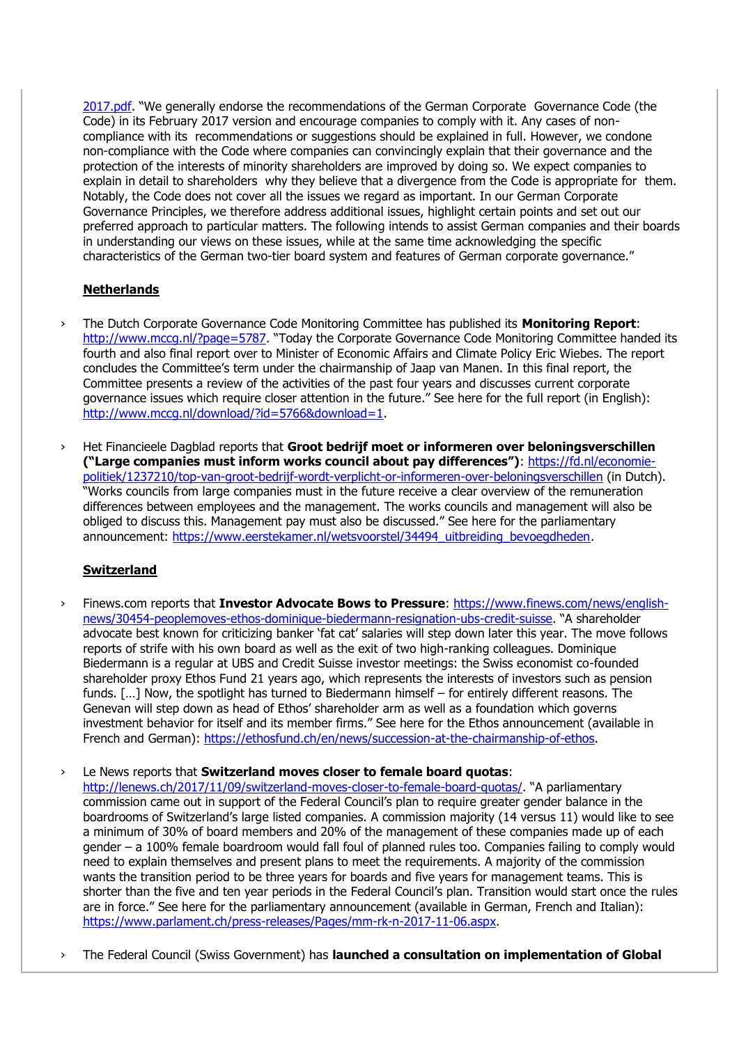2017.pdf. "We generally endorse the recommendations of the German Corporate Governance Code (the Code) in its February 2017 version and encourage companies to comply with it. Any cases of non-compliance with its recommendations or suggestions should be explained in full. However, we condone non-compliance with the Code where companies can convincingly explain that their governance and the protection of the interests of minority shareholders are improved by doing so. We expect companies to explain in detail to shareholders why they believe that a divergence from the Code is appropriate for them. Notably, the Code does not cover all the issues we regard as important. In our German Corporate Governance Principles, we therefore address additional issues, highlight certain points and set out our preferred approach to particular matters. The following intends to assist German companies and their boards in understanding our views on these issues, while at the same time acknowledging the specific characteristics of the German two-tier board system and features of German corporate governance."

## Netherlands

- The Dutch Corporate Governance Code Monitoring Committee has published its **Monitoring Report**: http://www.mccg.nl/?page=5787. "Today the Corporate Governance Code Monitoring Committee handed its fourth and also final report over to Minister of Economic Affairs and Climate Policy Eric Wiebes. The report concludes the Committee's term under the chairmanship of Jaap van Manen. In this final report, the Committee presents a review of the activities of the past four years and discusses current corporate governance issues which require closer attention in the future." See here for the full report (in English): http://www.mccg.nl/download/?id=5766&download=1.

- Het Financieele Dagblad reports that **Groot bedrijf moet or informeren over beloningsverschillen ("Large companies must inform works council about pay differences")**: https://fd.nl/economie-politiek/1237210/top-van-groot-bedrijf-wordt-verplicht-or-informeren-over-beloningsverschillen (in Dutch). "Works councils from large companies must in the future receive a clear overview of the remuneration differences between employees and the management. The works councils and management will also be obliged to discuss this. Management pay must also be discussed." See here for the parliamentary announcement: https://www.eerstekamer.nl/wetsvoorstel/34494_uitbreiding_bevoegdheden.

## Switzerland

- Finews.com reports that **Investor Advocate Bows to Pressure**: https://www.finews.com/news/english-news/30454-peoplemoves-ethos-dominique-biedermann-resignation-ubs-credit-suisse. "A shareholder advocate best known for criticizing banker 'fat cat' salaries will step down later this year. The move follows reports of strife with his own board as well as the exit of two high-ranking colleagues. Dominique Biedermann is a regular at UBS and Credit Suisse investor meetings: the Swiss economist co-founded shareholder proxy Ethos Fund 21 years ago, which represents the interests of investors such as pension funds. […] Now, the spotlight has turned to Biedermann himself – for entirely different reasons. The Genevan will step down as head of Ethos' shareholder arm as well as a foundation which governs investment behavior for itself and its member firms." See here for the Ethos announcement (available in French and German): https://ethosfund.ch/en/news/succession-at-the-chairmanship-of-ethos.

- Le News reports that **Switzerland moves closer to female board quotas**: http://lenews.ch/2017/11/09/switzerland-moves-closer-to-female-board-quotas/. "A parliamentary commission came out in support of the Federal Council's plan to require greater gender balance in the boardrooms of Switzerland's large listed companies. A commission majority (14 versus 11) would like to see a minimum of 30% of board members and 20% of the management of these companies made up of each gender – a 100% female boardroom would fall foul of planned rules too. Companies failing to comply would need to explain themselves and present plans to meet the requirements. A majority of the commission wants the transition period to be three years for boards and five years for management teams. This is shorter than the five and ten year periods in the Federal Council's plan. Transition would start once the rules are in force." See here for the parliamentary announcement (available in German, French and Italian): https://www.parlament.ch/press-releases/Pages/mm-rk-n-2017-11-06.aspx.

- The Federal Council (Swiss Government) has **launched a consultation on implementation of Global**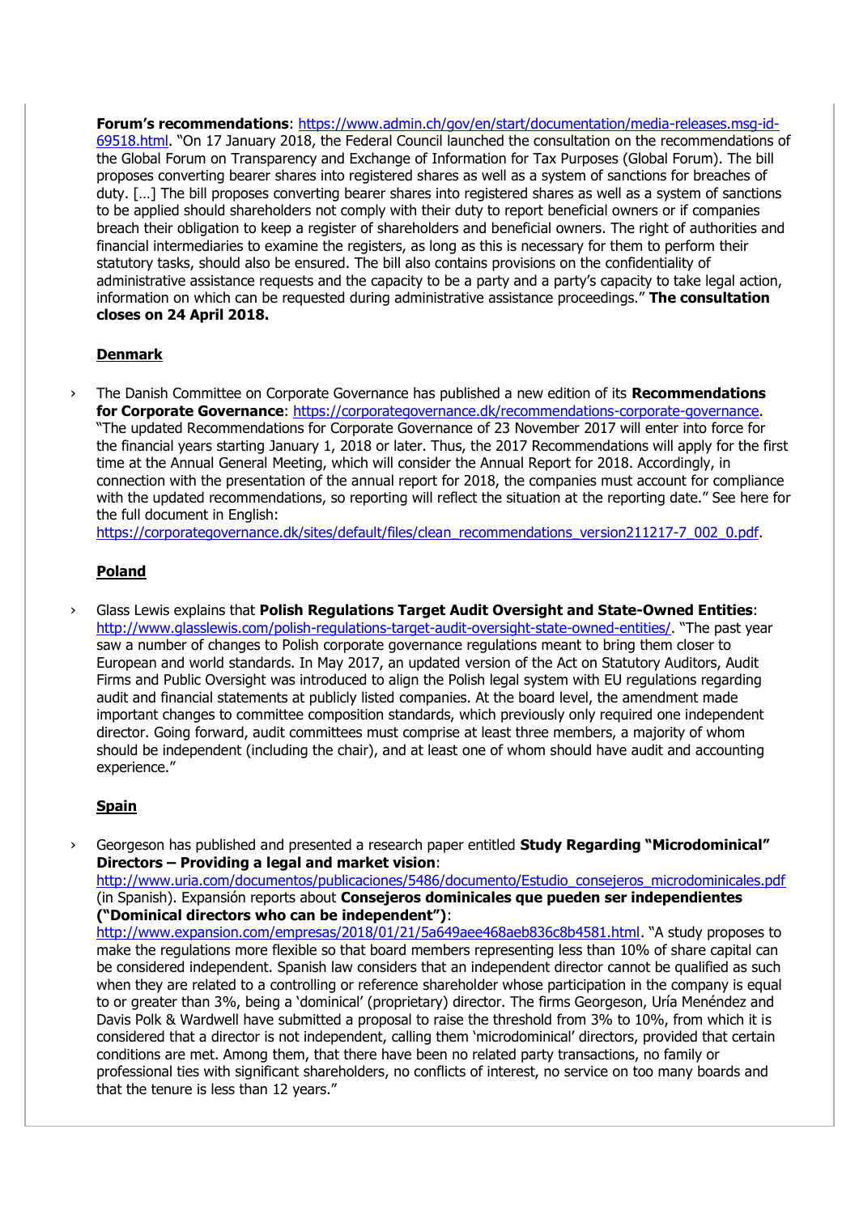**Forum's recommendations**: https://www.admin.ch/gov/en/start/documentation/media-releases.msg-id-69518.html. "On 17 January 2018, the Federal Council launched the consultation on the recommendations of the Global Forum on Transparency and Exchange of Information for Tax Purposes (Global Forum). The bill proposes converting bearer shares into registered shares as well as a system of sanctions for breaches of duty. […] The bill proposes converting bearer shares into registered shares as well as a system of sanctions to be applied should shareholders not comply with their duty to report beneficial owners or if companies breach their obligation to keep a register of shareholders and beneficial owners. The right of authorities and financial intermediaries to examine the registers, as long as this is necessary for them to perform their statutory tasks, should also be ensured. The bill also contains provisions on the confidentiality of administrative assistance requests and the capacity to be a party and a party's capacity to take legal action, information on which can be requested during administrative assistance proceedings." **The consultation closes on 24 April 2018.**

**Denmark**

› The Danish Committee on Corporate Governance has published a new edition of its **Recommendations for Corporate Governance**: https://corporategovernance.dk/recommendations-corporate-governance. "The updated Recommendations for Corporate Governance of 23 November 2017 will enter into force for the financial years starting January 1, 2018 or later. Thus, the 2017 Recommendations will apply for the first time at the Annual General Meeting, which will consider the Annual Report for 2018. Accordingly, in connection with the presentation of the annual report for 2018, the companies must account for compliance with the updated recommendations, so reporting will reflect the situation at the reporting date." See here for the full document in English: https://corporategovernance.dk/sites/default/files/clean_recommendations_version211217-7_002_0.pdf.

**Poland**

› Glass Lewis explains that **Polish Regulations Target Audit Oversight and State-Owned Entities**: http://www.glasslewis.com/polish-regulations-target-audit-oversight-state-owned-entities/. "The past year saw a number of changes to Polish corporate governance regulations meant to bring them closer to European and world standards. In May 2017, an updated version of the Act on Statutory Auditors, Audit Firms and Public Oversight was introduced to align the Polish legal system with EU regulations regarding audit and financial statements at publicly listed companies. At the board level, the amendment made important changes to committee composition standards, which previously only required one independent director. Going forward, audit committees must comprise at least three members, a majority of whom should be independent (including the chair), and at least one of whom should have audit and accounting experience."

**Spain**

› Georgeson has published and presented a research paper entitled **Study Regarding "Microdominical" Directors – Providing a legal and market vision**: http://www.uria.com/documentos/publicaciones/5486/documento/Estudio_consejeros_microdominicales.pdf (in Spanish). Expansión reports about **Consejeros dominicales que pueden ser independientes ("Dominical directors who can be independent")**: http://www.expansion.com/empresas/2018/01/21/5a649aee468aeb836c8b4581.html. "A study proposes to make the regulations more flexible so that board members representing less than 10% of share capital can be considered independent. Spanish law considers that an independent director cannot be qualified as such when they are related to a controlling or reference shareholder whose participation in the company is equal to or greater than 3%, being a 'dominical' (proprietary) director. The firms Georgeson, Uría Menéndez and Davis Polk & Wardwell have submitted a proposal to raise the threshold from 3% to 10%, from which it is considered that a director is not independent, calling them 'microdominical' directors, provided that certain conditions are met. Among them, that there have been no related party transactions, no family or professional ties with significant shareholders, no conflicts of interest, no service on too many boards and that the tenure is less than 12 years."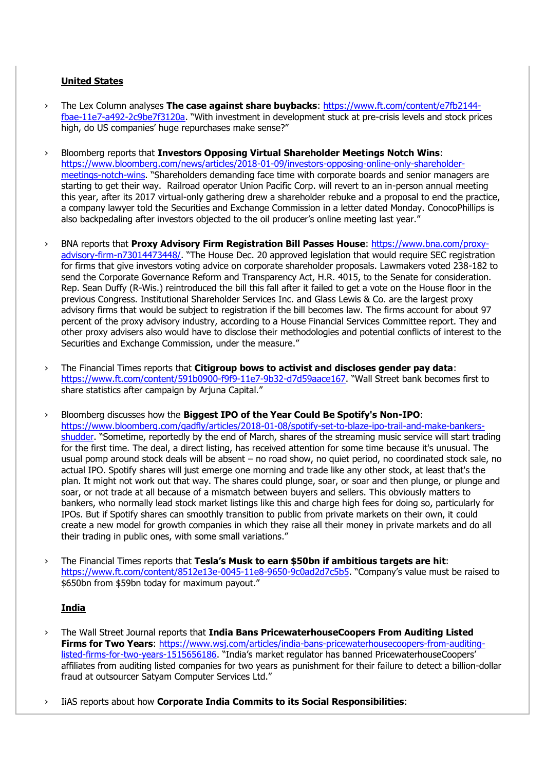**United States**

- The Lex Column analyses **The case against share buybacks**: https://www.ft.com/content/e7fb2144-fbae-11e7-a492-2c9be7f3120a. "With investment in development stuck at pre-crisis levels and stock prices high, do US companies' huge repurchases make sense?"

- Bloomberg reports that **Investors Opposing Virtual Shareholder Meetings Notch Wins**: https://www.bloomberg.com/news/articles/2018-01-09/investors-opposing-online-only-shareholder-meetings-notch-wins. "Shareholders demanding face time with corporate boards and senior managers are starting to get their way. Railroad operator Union Pacific Corp. will revert to an in-person annual meeting this year, after its 2017 virtual-only gathering drew a shareholder rebuke and a proposal to end the practice, a company lawyer told the Securities and Exchange Commission in a letter dated Monday. ConocoPhillips is also backpedaling after investors objected to the oil producer's online meeting last year."

- BNA reports that **Proxy Advisory Firm Registration Bill Passes House**: https://www.bna.com/proxy-advisory-firm-n73014473448/. "The House Dec. 20 approved legislation that would require SEC registration for firms that give investors voting advice on corporate shareholder proposals. Lawmakers voted 238-182 to send the Corporate Governance Reform and Transparency Act, H.R. 4015, to the Senate for consideration. Rep. Sean Duffy (R-Wis.) reintroduced the bill this fall after it failed to get a vote on the House floor in the previous Congress. Institutional Shareholder Services Inc. and Glass Lewis & Co. are the largest proxy advisory firms that would be subject to registration if the bill becomes law. The firms account for about 97 percent of the proxy advisory industry, according to a House Financial Services Committee report. They and other proxy advisers also would have to disclose their methodologies and potential conflicts of interest to the Securities and Exchange Commission, under the measure."

- The Financial Times reports that **Citigroup bows to activist and discloses gender pay data**: https://www.ft.com/content/591b0900-f9f9-11e7-9b32-d7d59aace167. "Wall Street bank becomes first to share statistics after campaign by Arjuna Capital."

- Bloomberg discusses how the **Biggest IPO of the Year Could Be Spotify's Non-IPO**: https://www.bloomberg.com/gadfly/articles/2018-01-08/spotify-set-to-blaze-ipo-trail-and-make-bankers-shudder. "Sometime, reportedly by the end of March, shares of the streaming music service will start trading for the first time. The deal, a direct listing, has received attention for some time because it's unusual. The usual pomp around stock deals will be absent – no road show, no quiet period, no coordinated stock sale, no actual IPO. Spotify shares will just emerge one morning and trade like any other stock, at least that's the plan. It might not work out that way. The shares could plunge, soar, or soar and then plunge, or plunge and soar, or not trade at all because of a mismatch between buyers and sellers. This obviously matters to bankers, who normally lead stock market listings like this and charge high fees for doing so, particularly for IPOs. But if Spotify shares can smoothly transition to public from private markets on their own, it could create a new model for growth companies in which they raise all their money in private markets and do all their trading in public ones, with some small variations."

- The Financial Times reports that **Tesla's Musk to earn $50bn if ambitious targets are hit**: https://www.ft.com/content/8512e13e-0045-11e8-9650-9c0ad2d7c5b5. "Company's value must be raised to $650bn from $59bn today for maximum payout."

**India**

- The Wall Street Journal reports that **India Bans PricewaterhouseCoopers From Auditing Listed Firms for Two Years**: https://www.wsj.com/articles/india-bans-pricewaterhousecoopers-from-auditing-listed-firms-for-two-years-1515656186. "India's market regulator has banned PricewaterhouseCoopers' affiliates from auditing listed companies for two years as punishment for their failure to detect a billion-dollar fraud at outsourcer Satyam Computer Services Ltd."

- IiAS reports about how **Corporate India Commits to its Social Responsibilities**: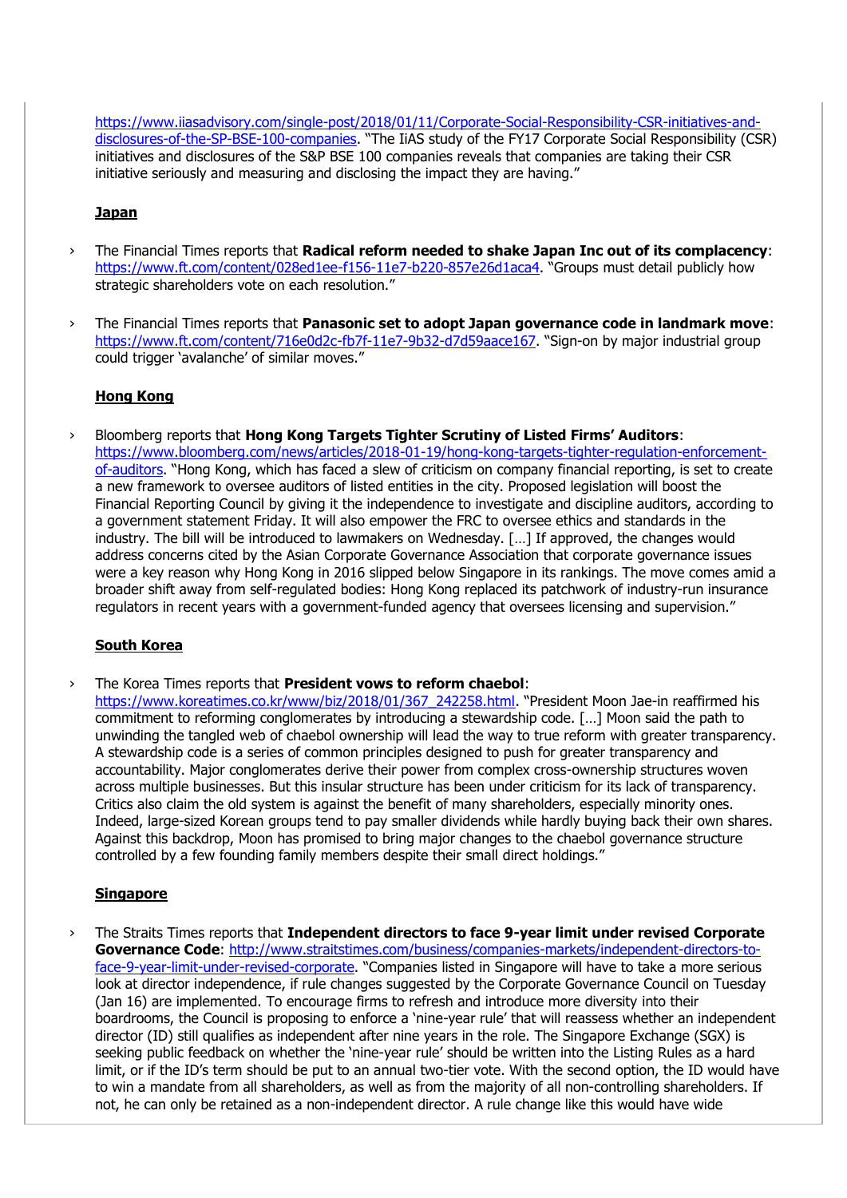https://www.iiasadvisory.com/single-post/2018/01/11/Corporate-Social-Responsibility-CSR-initiatives-and-disclosures-of-the-SP-BSE-100-companies. "The IiAS study of the FY17 Corporate Social Responsibility (CSR) initiatives and disclosures of the S&P BSE 100 companies reveals that companies are taking their CSR initiative seriously and measuring and disclosing the impact they are having."

**Japan**

- The Financial Times reports that **Radical reform needed to shake Japan Inc out of its complacency**: https://www.ft.com/content/028ed1ee-f156-11e7-b220-857e26d1aca4. "Groups must detail publicly how strategic shareholders vote on each resolution."
- The Financial Times reports that **Panasonic set to adopt Japan governance code in landmark move**: https://www.ft.com/content/716e0d2c-fb7f-11e7-9b32-d7d59aace167. "Sign-on by major industrial group could trigger 'avalanche' of similar moves."

**Hong Kong**

- Bloomberg reports that **Hong Kong Targets Tighter Scrutiny of Listed Firms' Auditors**: https://www.bloomberg.com/news/articles/2018-01-19/hong-kong-targets-tighter-regulation-enforcement-of-auditors. "Hong Kong, which has faced a slew of criticism on company financial reporting, is set to create a new framework to oversee auditors of listed entities in the city. Proposed legislation will boost the Financial Reporting Council by giving it the independence to investigate and discipline auditors, according to a government statement Friday. It will also empower the FRC to oversee ethics and standards in the industry. The bill will be introduced to lawmakers on Wednesday. […] If approved, the changes would address concerns cited by the Asian Corporate Governance Association that corporate governance issues were a key reason why Hong Kong in 2016 slipped below Singapore in its rankings. The move comes amid a broader shift away from self-regulated bodies: Hong Kong replaced its patchwork of industry-run insurance regulators in recent years with a government-funded agency that oversees licensing and supervision."

**South Korea**

- The Korea Times reports that **President vows to reform chaebol**: https://www.koreatimes.co.kr/www/biz/2018/01/367_242258.html. "President Moon Jae-in reaffirmed his commitment to reforming conglomerates by introducing a stewardship code. […] Moon said the path to unwinding the tangled web of chaebol ownership will lead the way to true reform with greater transparency. A stewardship code is a series of common principles designed to push for greater transparency and accountability. Major conglomerates derive their power from complex cross-ownership structures woven across multiple businesses. But this insular structure has been under criticism for its lack of transparency. Critics also claim the old system is against the benefit of many shareholders, especially minority ones. Indeed, large-sized Korean groups tend to pay smaller dividends while hardly buying back their own shares. Against this backdrop, Moon has promised to bring major changes to the chaebol governance structure controlled by a few founding family members despite their small direct holdings."

**Singapore**

- The Straits Times reports that **Independent directors to face 9-year limit under revised Corporate Governance Code**: http://www.straitstimes.com/business/companies-markets/independent-directors-to-face-9-year-limit-under-revised-corporate. "Companies listed in Singapore will have to take a more serious look at director independence, if rule changes suggested by the Corporate Governance Council on Tuesday (Jan 16) are implemented. To encourage firms to refresh and introduce more diversity into their boardrooms, the Council is proposing to enforce a 'nine-year rule' that will reassess whether an independent director (ID) still qualifies as independent after nine years in the role. The Singapore Exchange (SGX) is seeking public feedback on whether the 'nine-year rule' should be written into the Listing Rules as a hard limit, or if the ID's term should be put to an annual two-tier vote. With the second option, the ID would have to win a mandate from all shareholders, as well as from the majority of all non-controlling shareholders. If not, he can only be retained as a non-independent director. A rule change like this would have wide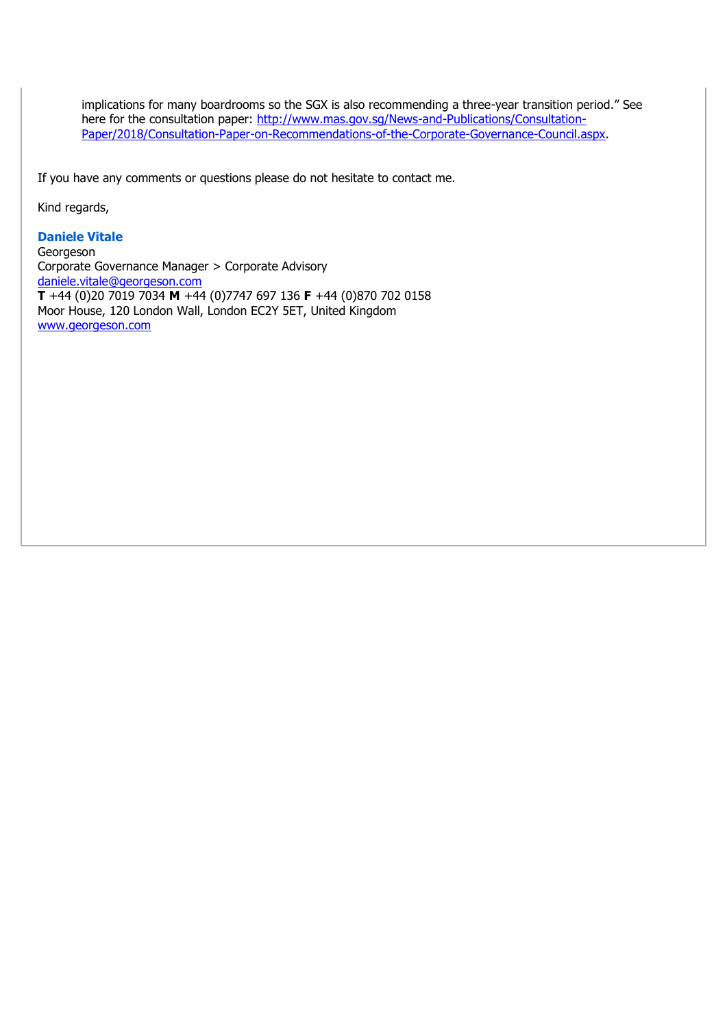implications for many boardrooms so the SGX is also recommending a three-year transition period." See here for the consultation paper: [http://www.mas.gov.sg/News-and-Publications/Consultation-Paper/2018/Consultation-Paper-on-Recommendations-of-the-Corporate-Governance-Council.aspx](http://www.mas.gov.sg/News-and-Publications/Consultation-Paper/2018/Consultation-Paper-on-Recommendations-of-the-Corporate-Governance-Council.aspx).

If you have any comments or questions please do not hesitate to contact me.

Kind regards,

**Daniele Vitale**
Georgeson
Corporate Governance Manager > Corporate Advisory
[daniele.vitale@georgeson.com](mailto:daniele.vitale@georgeson.com)
**T** +44 (0)20 7019 7034 **M** +44 (0)7747 697 136 **F** +44 (0)870 702 0158
Moor House, 120 London Wall, London EC2Y 5ET, United Kingdom
[www.georgeson.com](http://www.georgeson.com)